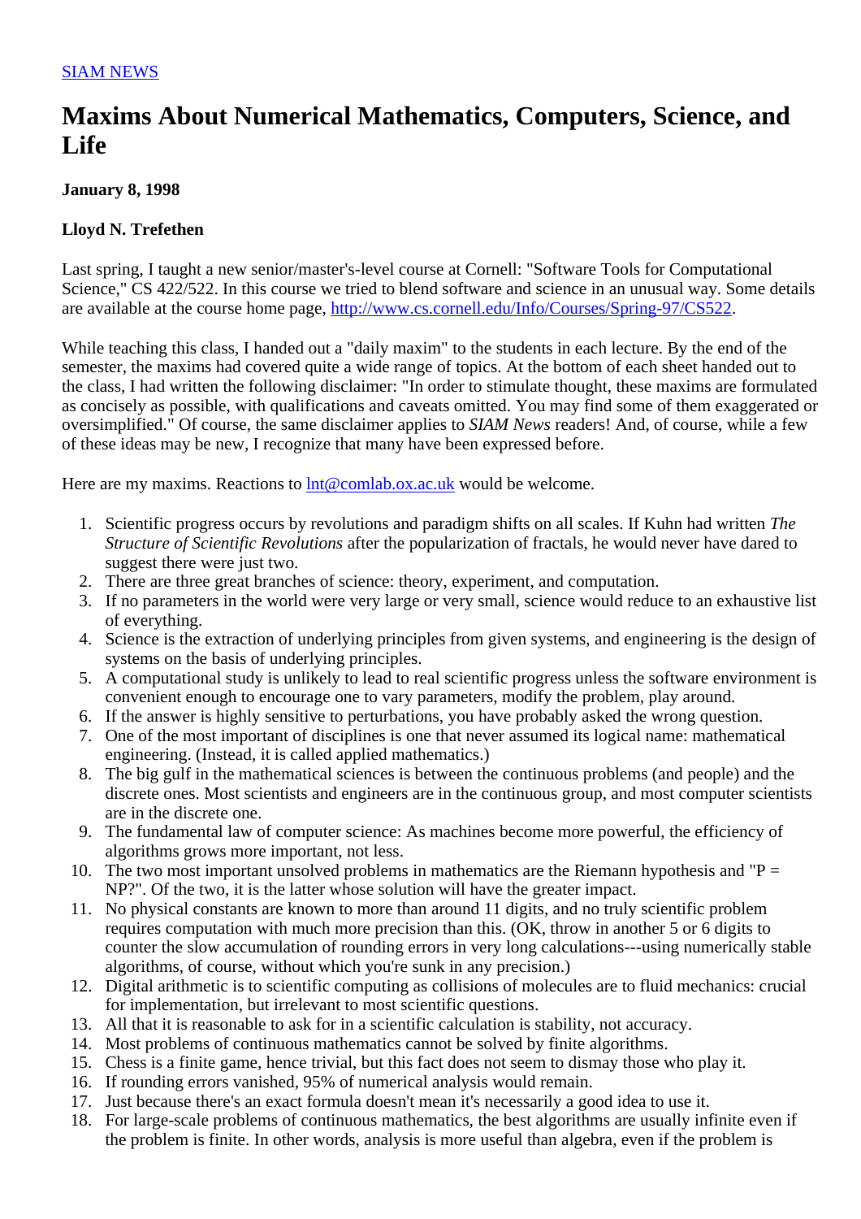[SIAM NEWS](#)

# Maxims About Numerical Mathematics, Computers, Science, and Life

**January 8, 1998**

**Lloyd N. Trefethen**

Last spring, I taught a new senior/master's-level course at Cornell: "Software Tools for Computational Science," CS 422/522. In this course we tried to blend software and science in an unusual way. Some details are available at the course home page, [http://www.cs.cornell.edu/Info/Courses/Spring-97/CS522](http://www.cs.cornell.edu/Info/Courses/Spring-97/CS522).

While teaching this class, I handed out a "daily maxim" to the students in each lecture. By the end of the semester, the maxims had covered quite a wide range of topics. At the bottom of each sheet handed out to the class, I had written the following disclaimer: "In order to stimulate thought, these maxims are formulated as concisely as possible, with qualifications and caveats omitted. You may find some of them exaggerated or oversimplified." Of course, the same disclaimer applies to *SIAM News* readers! And, of course, while a few of these ideas may be new, I recognize that many have been expressed before.

Here are my maxims. Reactions to [lnt@comlab.ox.ac.uk](mailto:lnt@comlab.ox.ac.uk) would be welcome.

1. Scientific progress occurs by revolutions and paradigm shifts on all scales. If Kuhn had written *The Structure of Scientific Revolutions* after the popularization of fractals, he would never have dared to suggest there were just two.
2. There are three great branches of science: theory, experiment, and computation.
3. If no parameters in the world were very large or very small, science would reduce to an exhaustive list of everything.
4. Science is the extraction of underlying principles from given systems, and engineering is the design of systems on the basis of underlying principles.
5. A computational study is unlikely to lead to real scientific progress unless the software environment is convenient enough to encourage one to vary parameters, modify the problem, play around.
6. If the answer is highly sensitive to perturbations, you have probably asked the wrong question.
7. One of the most important of disciplines is one that never assumed its logical name: mathematical engineering. (Instead, it is called applied mathematics.)
8. The big gulf in the mathematical sciences is between the continuous problems (and people) and the discrete ones. Most scientists and engineers are in the continuous group, and most computer scientists are in the discrete one.
9. The fundamental law of computer science: As machines become more powerful, the efficiency of algorithms grows more important, not less.
10. The two most important unsolved problems in mathematics are the Riemann hypothesis and "P = NP?". Of the two, it is the latter whose solution will have the greater impact.
11. No physical constants are known to more than around 11 digits, and no truly scientific problem requires computation with much more precision than this. (OK, throw in another 5 or 6 digits to counter the slow accumulation of rounding errors in very long calculations---using numerically stable algorithms, of course, without which you're sunk in any precision.)
12. Digital arithmetic is to scientific computing as collisions of molecules are to fluid mechanics: crucial for implementation, but irrelevant to most scientific questions.
13. All that it is reasonable to ask for in a scientific calculation is stability, not accuracy.
14. Most problems of continuous mathematics cannot be solved by finite algorithms.
15. Chess is a finite game, hence trivial, but this fact does not seem to dismay those who play it.
16. If rounding errors vanished, 95% of numerical analysis would remain.
17. Just because there's an exact formula doesn't mean it's necessarily a good idea to use it.
18. For large-scale problems of continuous mathematics, the best algorithms are usually infinite even if the problem is finite. In other words, analysis is more useful than algebra, even if the problem is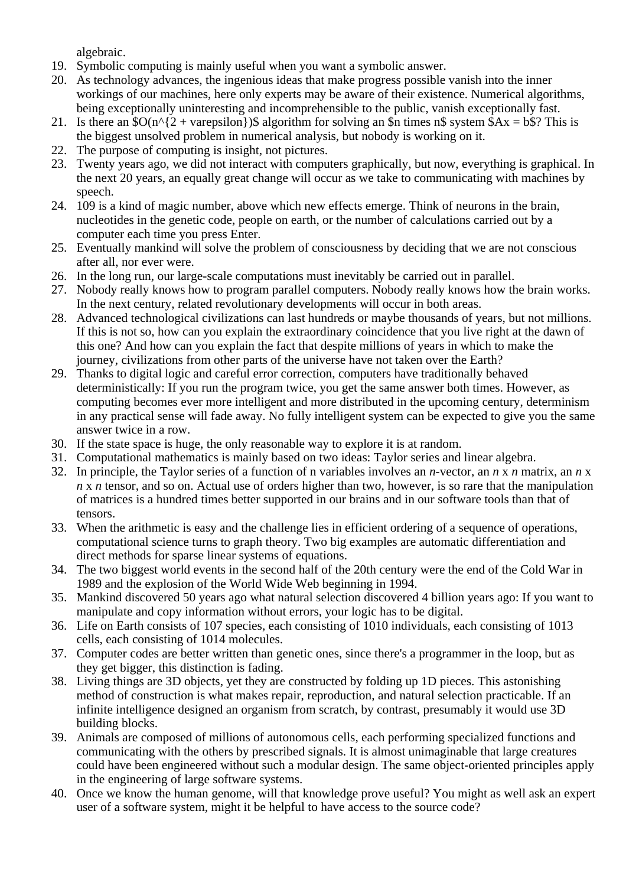algebraic.

19. Symbolic computing is mainly useful when you want a symbolic answer.
20. As technology advances, the ingenious ideas that make progress possible vanish into the inner workings of our machines, here only experts may be aware of their existence. Numerical algorithms, being exceptionally uninteresting and incomprehensible to the public, vanish exceptionally fast.
21. Is there an $O(n^{2 + \varepsilon})$ algorithm for solving an $n \times n$ system $Ax = b$? This is the biggest unsolved problem in numerical analysis, but nobody is working on it.
22. The purpose of computing is insight, not pictures.
23. Twenty years ago, we did not interact with computers graphically, but now, everything is graphical. In the next 20 years, an equally great change will occur as we take to communicating with machines by speech.
24. 109 is a kind of magic number, above which new effects emerge. Think of neurons in the brain, nucleotides in the genetic code, people on earth, or the number of calculations carried out by a computer each time you press Enter.
25. Eventually mankind will solve the problem of consciousness by deciding that we are not conscious after all, nor ever were.
26. In the long run, our large-scale computations must inevitably be carried out in parallel.
27. Nobody really knows how to program parallel computers. Nobody really knows how the brain works. In the next century, related revolutionary developments will occur in both areas.
28. Advanced technological civilizations can last hundreds or maybe thousands of years, but not millions. If this is not so, how can you explain the extraordinary coincidence that you live right at the dawn of this one? And how can you explain the fact that despite millions of years in which to make the journey, civilizations from other parts of the universe have not taken over the Earth?
29. Thanks to digital logic and careful error correction, computers have traditionally behaved deterministically: If you run the program twice, you get the same answer both times. However, as computing becomes ever more intelligent and more distributed in the upcoming century, determinism in any practical sense will fade away. No fully intelligent system can be expected to give you the same answer twice in a row.
30. If the state space is huge, the only reasonable way to explore it is at random.
31. Computational mathematics is mainly based on two ideas: Taylor series and linear algebra.
32. In principle, the Taylor series of a function of n variables involves an $n$-vector, an $n$ x $n$ matrix, an $n$ x $n$ x $n$ tensor, and so on. Actual use of orders higher than two, however, is so rare that the manipulation of matrices is a hundred times better supported in our brains and in our software tools than that of tensors.
33. When the arithmetic is easy and the challenge lies in efficient ordering of a sequence of operations, computational science turns to graph theory. Two big examples are automatic differentiation and direct methods for sparse linear systems of equations.
34. The two biggest world events in the second half of the 20th century were the end of the Cold War in 1989 and the explosion of the World Wide Web beginning in 1994.
35. Mankind discovered 50 years ago what natural selection discovered 4 billion years ago: If you want to manipulate and copy information without errors, your logic has to be digital.
36. Life on Earth consists of 107 species, each consisting of 1010 individuals, each consisting of 1013 cells, each consisting of 1014 molecules.
37. Computer codes are better written than genetic ones, since there's a programmer in the loop, but as they get bigger, this distinction is fading.
38. Living things are 3D objects, yet they are constructed by folding up 1D pieces. This astonishing method of construction is what makes repair, reproduction, and natural selection practicable. If an infinite intelligence designed an organism from scratch, by contrast, presumably it would use 3D building blocks.
39. Animals are composed of millions of autonomous cells, each performing specialized functions and communicating with the others by prescribed signals. It is almost unimaginable that large creatures could have been engineered without such a modular design. The same object-oriented principles apply in the engineering of large software systems.
40. Once we know the human genome, will that knowledge prove useful? You might as well ask an expert user of a software system, might it be helpful to have access to the source code?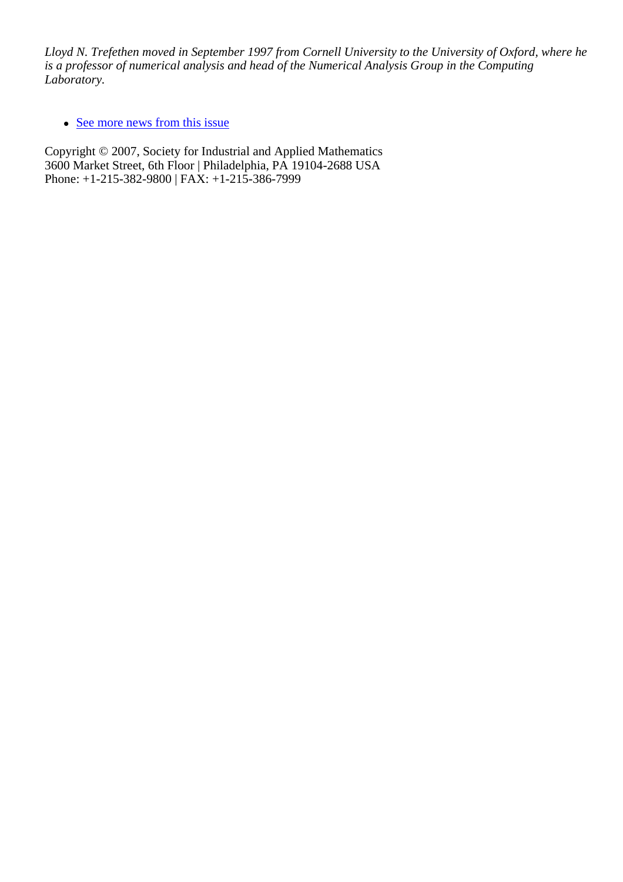*Lloyd N. Trefethen moved in September 1997 from Cornell University to the University of Oxford, where he is a professor of numerical analysis and head of the Numerical Analysis Group in the Computing Laboratory.*

- See more news from this issue

Copyright © 2007, Society for Industrial and Applied Mathematics
3600 Market Street, 6th Floor | Philadelphia, PA 19104-2688 USA
Phone: +1-215-382-9800 | FAX: +1-215-386-7999